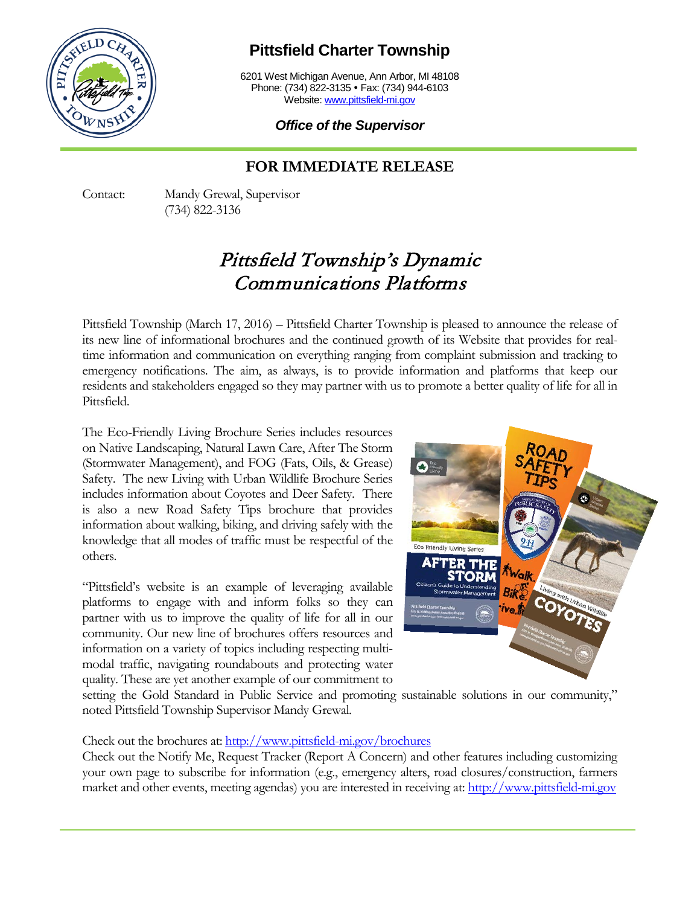# Pittsfield Charter Township

6201 West Michigan Avenue, Ann Arbor, MI 48108
Phone: (734) 822-3135 • Fax: (734) 944-6103
Website: www.pittsfield-mi.gov

***Office of the Supervisor***

## FOR IMMEDIATE RELEASE

Contact: Mandy Grewal, Supervisor
(734) 822-3136

# *Pittsfield Township's Dynamic Communications Platforms*

Pittsfield Township (March 17, 2016) – Pittsfield Charter Township is pleased to announce the release of its new line of informational brochures and the continued growth of its Website that provides for real-time information and communication on everything ranging from complaint submission and tracking to emergency notifications. The aim, as always, is to provide information and platforms that keep our residents and stakeholders engaged so they may partner with us to promote a better quality of life for all in Pittsfield.

The Eco-Friendly Living Brochure Series includes resources on Native Landscaping, Natural Lawn Care, After The Storm (Stormwater Management), and FOG (Fats, Oils, & Grease) Safety. The new Living with Urban Wildlife Brochure Series includes information about Coyotes and Deer Safety. There is also a new Road Safety Tips brochure that provides information about walking, biking, and driving safely with the knowledge that all modes of traffic must be respectful of the others.

"Pittsfield's website is an example of leveraging available platforms to engage with and inform folks so they can partner with us to improve the quality of life for all in our community. Our new line of brochures offers resources and information on a variety of topics including respecting multi-modal traffic, navigating roundabouts and protecting water quality. These are yet another example of our commitment to setting the Gold Standard in Public Service and promoting sustainable solutions in our community," noted Pittsfield Township Supervisor Mandy Grewal.

Check out the brochures at: http://www.pittsfield-mi.gov/brochures
Check out the Notify Me, Request Tracker (Report A Concern) and other features including customizing your own page to subscribe for information (e.g., emergency alters, road closures/construction, farmers market and other events, meeting agendas) you are interested in receiving at: http://www.pittsfield-mi.gov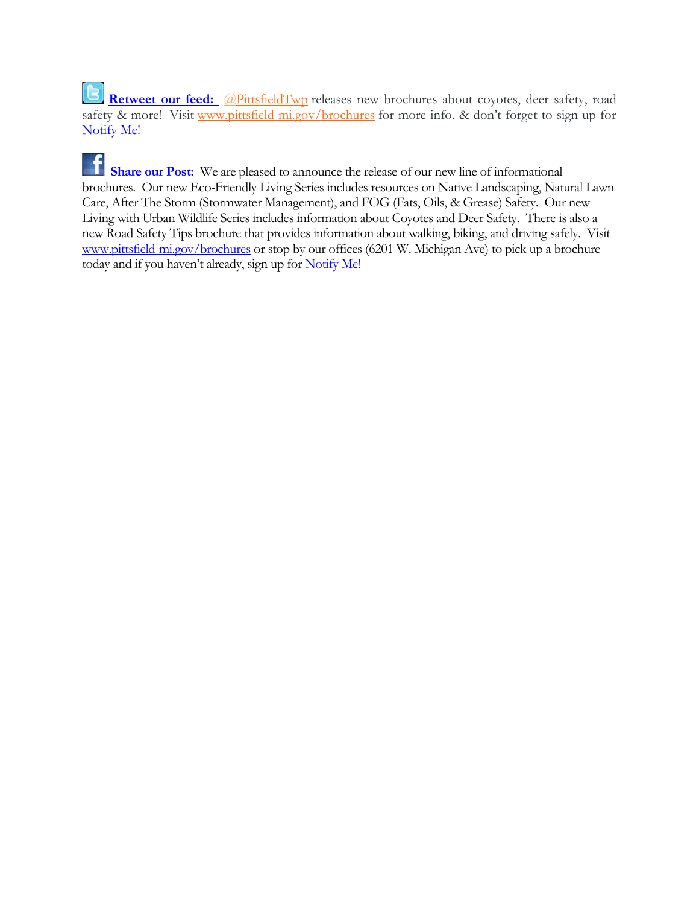**Retweet our feed:** @PittsfieldTwp releases new brochures about coyotes, deer safety, road safety & more! Visit www.pittsfield-mi.gov/brochures for more info. & don't forget to sign up for Notify Me!

**Share our Post:** We are pleased to announce the release of our new line of informational brochures. Our new Eco-Friendly Living Series includes resources on Native Landscaping, Natural Lawn Care, After The Storm (Stormwater Management), and FOG (Fats, Oils, & Grease) Safety. Our new Living with Urban Wildlife Series includes information about Coyotes and Deer Safety. There is also a new Road Safety Tips brochure that provides information about walking, biking, and driving safely. Visit www.pittsfield-mi.gov/brochures or stop by our offices (6201 W. Michigan Ave) to pick up a brochure today and if you haven't already, sign up for Notify Me!